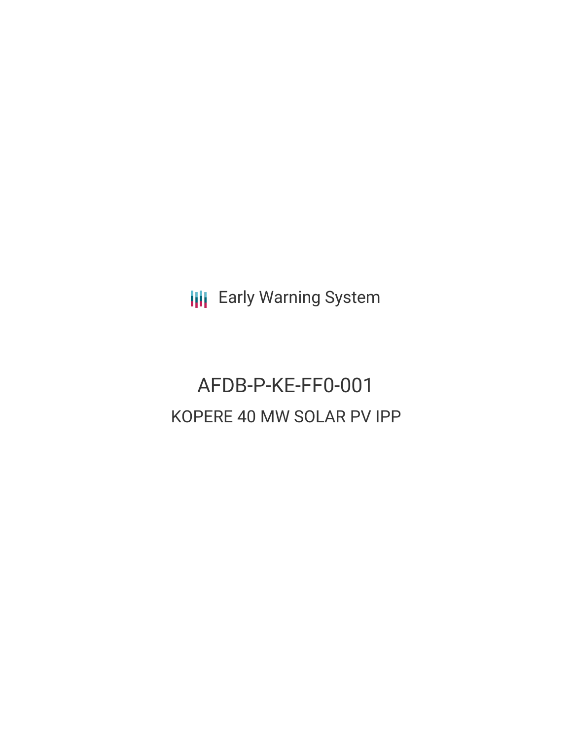Early Warning System

# AFDB-P-KE-FF0-001

## KOPERE 40 MW SOLAR PV IPP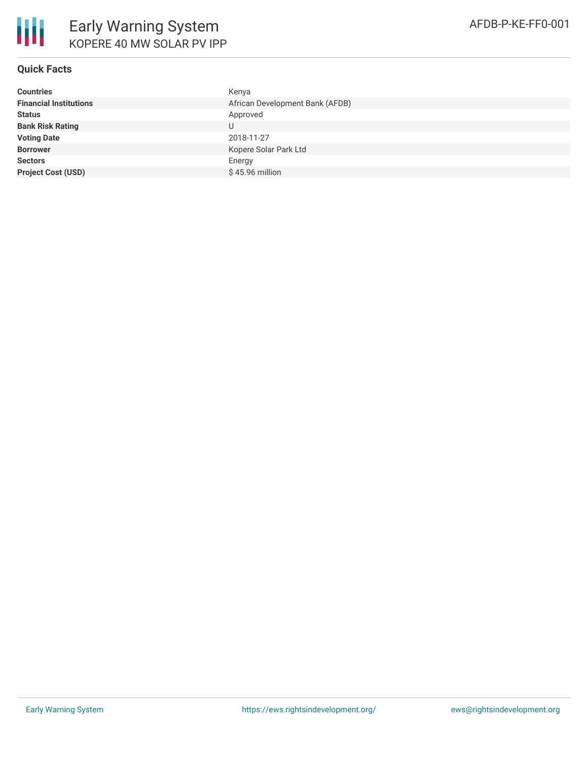# Early Warning System

KOPERE 40 MW SOLAR PV IPP

AFDB-P-KE-FF0-001

## Quick Facts

| | |
|---|---|
| **Countries** | Kenya |
| **Financial Institutions** | African Development Bank (AFDB) |
| **Status** | Approved |
| **Bank Risk Rating** | U |
| **Voting Date** | 2018-11-27 |
| **Borrower** | Kopere Solar Park Ltd |
| **Sectors** | Energy |
| **Project Cost (USD)** | $ 45.96 million |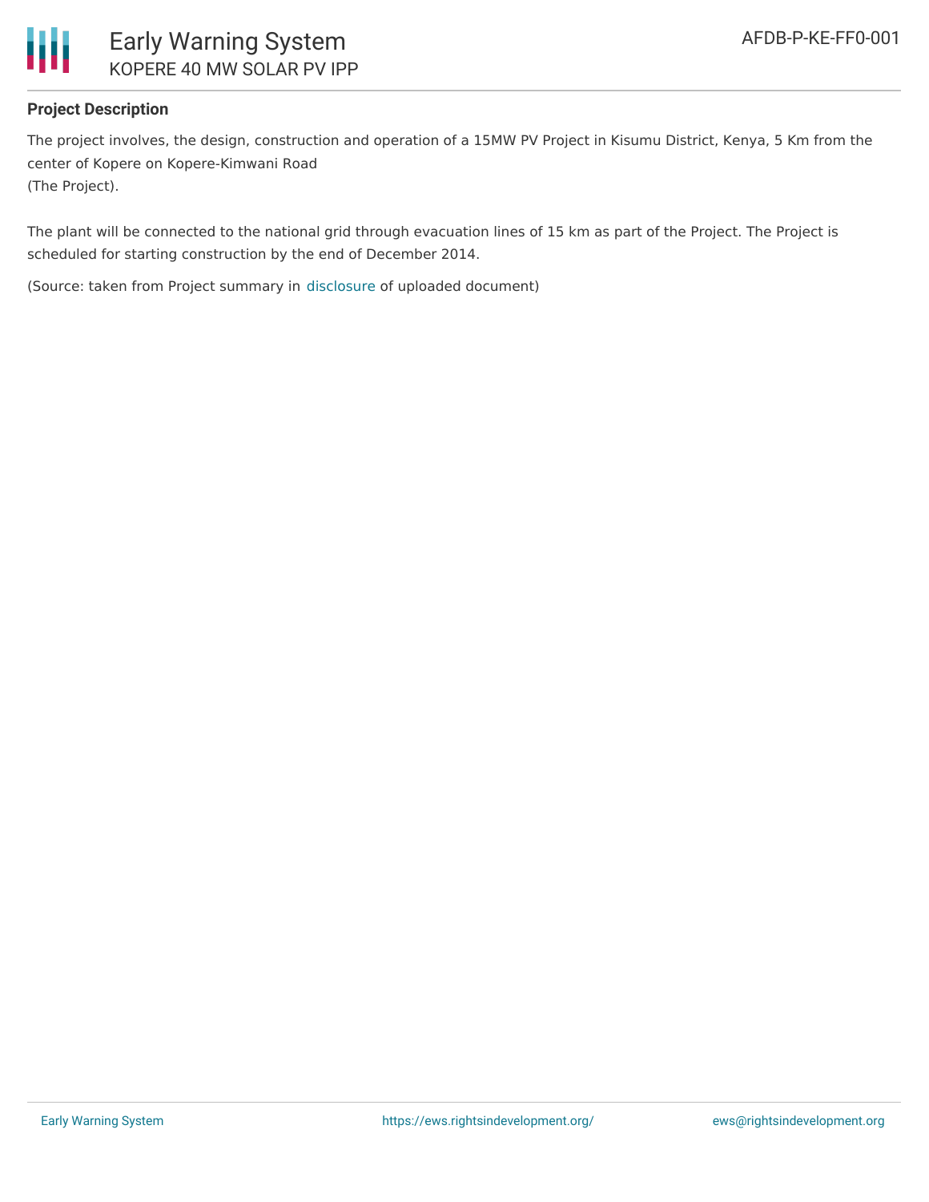**Project Description**

The project involves, the design, construction and operation of a 15MW PV Project in Kisumu District, Kenya, 5 Km from the center of Kopere on Kopere-Kimwani Road
(The Project).

The plant will be connected to the national grid through evacuation lines of 15 km as part of the Project. The Project is scheduled for starting construction by the end of December 2014.

(Source: taken from Project summary in disclosure of uploaded document)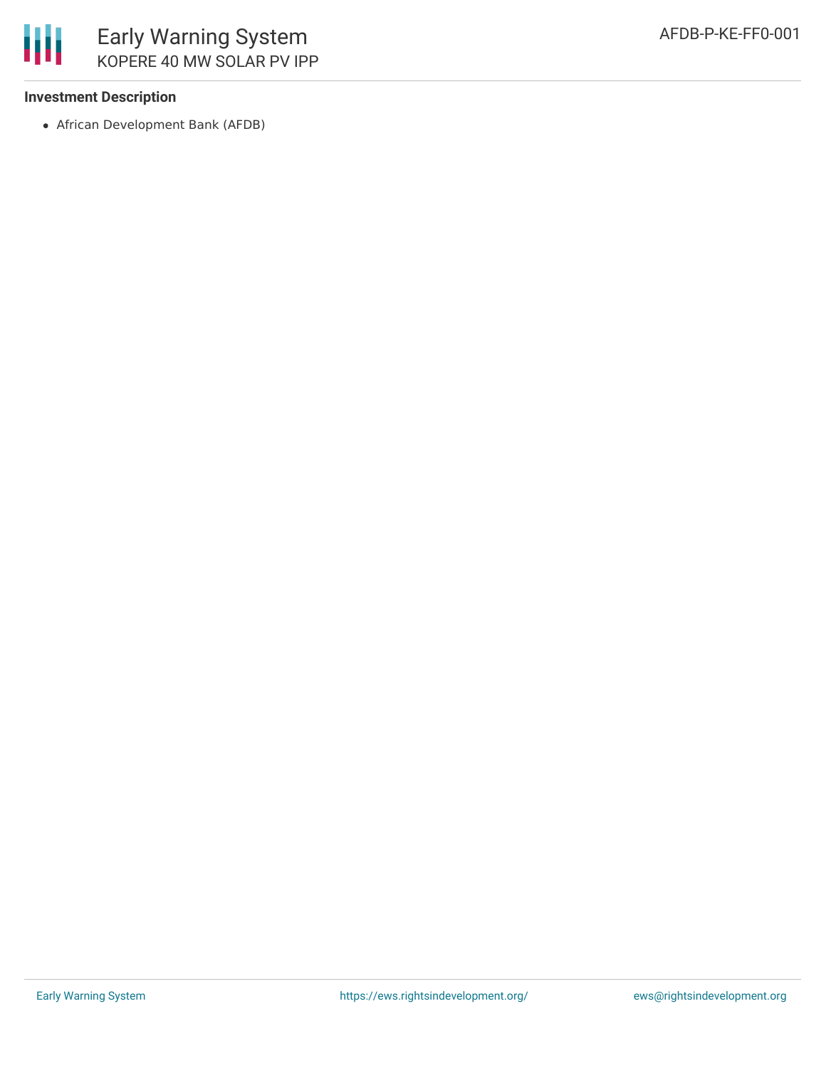**Investment Description**

- African Development Bank (AFDB)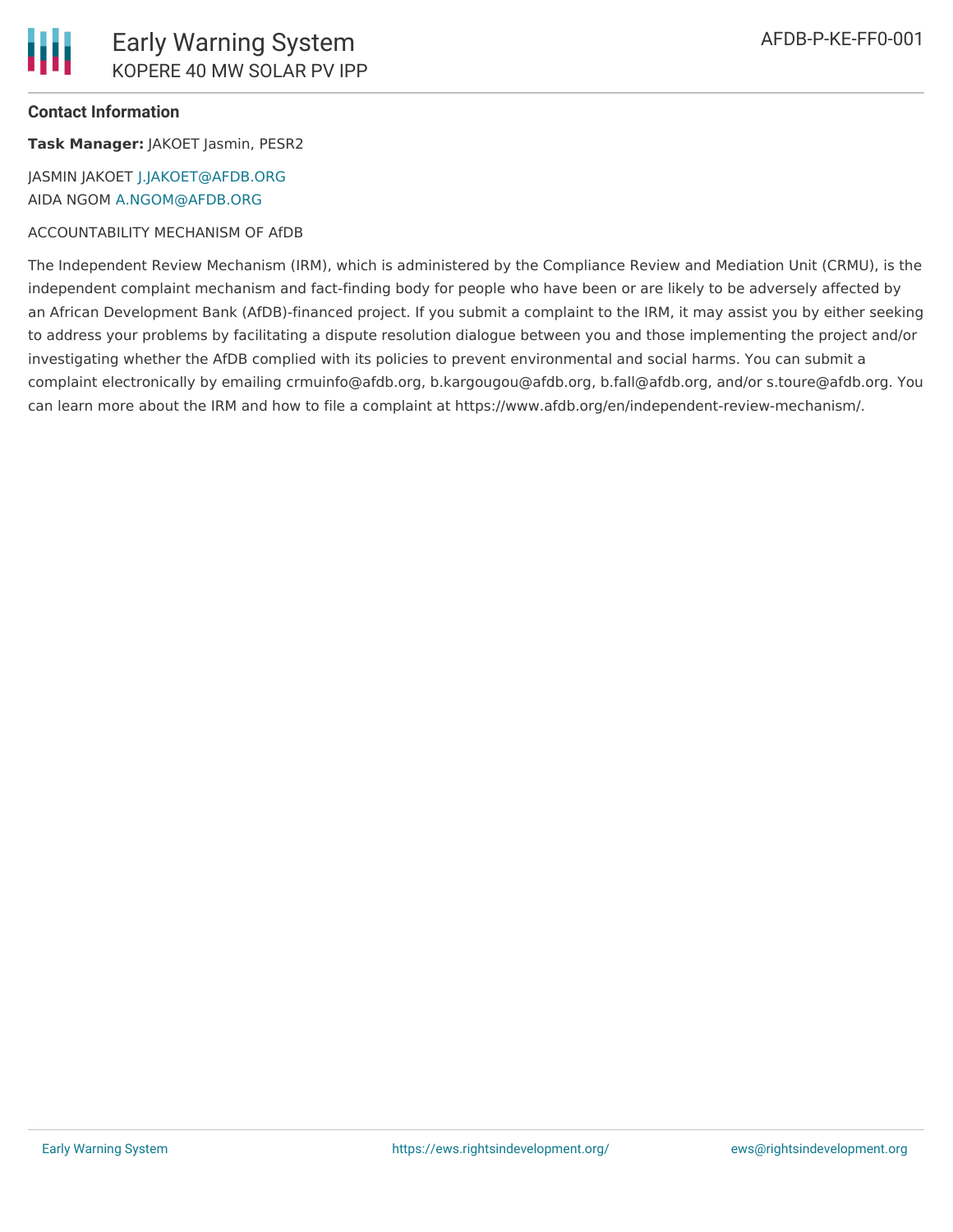### Contact Information

**Task Manager:** JAKOET Jasmin, PESR2

JASMIN JAKOET J.JAKOET@AFDB.ORG
AIDA NGOM A.NGOM@AFDB.ORG

ACCOUNTABILITY MECHANISM OF AfDB

The Independent Review Mechanism (IRM), which is administered by the Compliance Review and Mediation Unit (CRMU), is the independent complaint mechanism and fact-finding body for people who have been or are likely to be adversely affected by an African Development Bank (AfDB)-financed project. If you submit a complaint to the IRM, it may assist you by either seeking to address your problems by facilitating a dispute resolution dialogue between you and those implementing the project and/or investigating whether the AfDB complied with its policies to prevent environmental and social harms. You can submit a complaint electronically by emailing crmuinfo@afdb.org, b.kargougou@afdb.org, b.fall@afdb.org, and/or s.toure@afdb.org. You can learn more about the IRM and how to file a complaint at https://www.afdb.org/en/independent-review-mechanism/.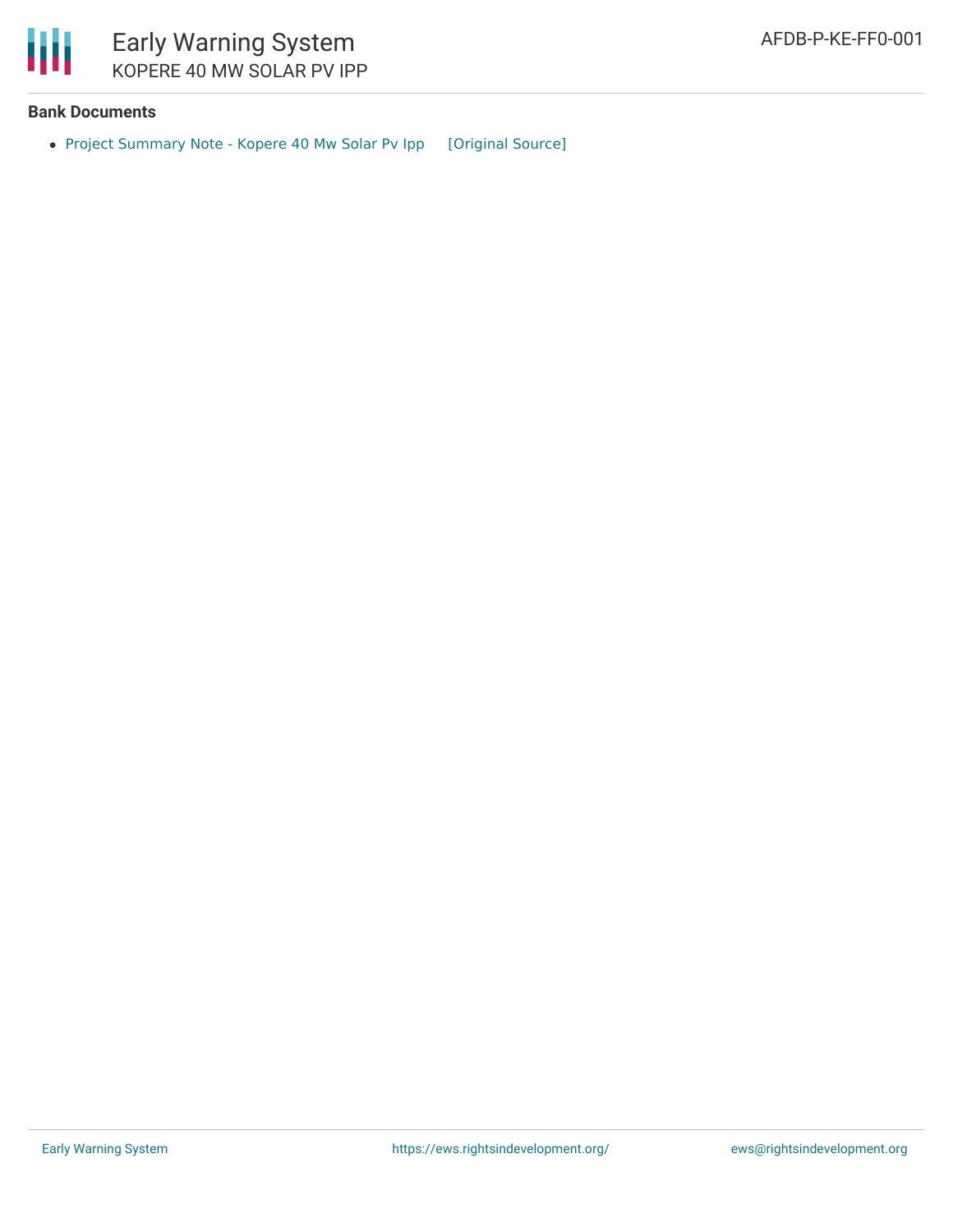**Bank Documents**

- Project Summary Note - Kopere 40 Mw Solar Pv Ipp [Original Source]